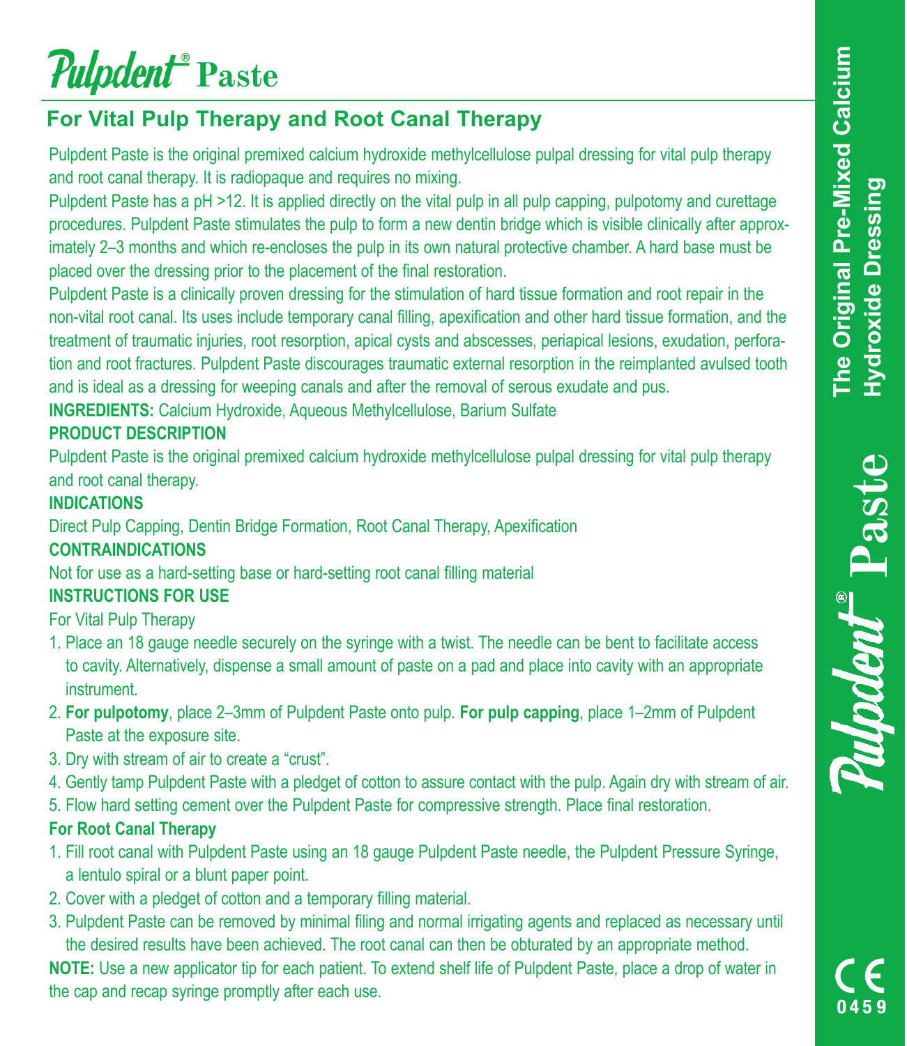# Pulpdent® Paste

## For Vital Pulp Therapy and Root Canal Therapy

Pulpdent Paste is the original premixed calcium hydroxide methylcellulose pulpal dressing for vital pulp therapy and root canal therapy. It is radiopaque and requires no mixing.

Pulpdent Paste has a pH >12. It is applied directly on the vital pulp in all pulp capping, pulpotomy and curettage procedures. Pulpdent Paste stimulates the pulp to form a new dentin bridge which is visible clinically after approximately 2–3 months and which re-encloses the pulp in its own natural protective chamber. A hard base must be placed over the dressing prior to the placement of the final restoration.

Pulpdent Paste is a clinically proven dressing for the stimulation of hard tissue formation and root repair in the non-vital root canal. Its uses include temporary canal filling, apexification and other hard tissue formation, and the treatment of traumatic injuries, root resorption, apical cysts and abscesses, periapical lesions, exudation, perforation and root fractures. Pulpdent Paste discourages traumatic external resorption in the reimplanted avulsed tooth and is ideal as a dressing for weeping canals and after the removal of serous exudate and pus.

**INGREDIENTS:** Calcium Hydroxide, Aqueous Methylcellulose, Barium Sulfate

**PRODUCT DESCRIPTION**

Pulpdent Paste is the original premixed calcium hydroxide methylcellulose pulpal dressing for vital pulp therapy and root canal therapy.

**INDICATIONS**

Direct Pulp Capping, Dentin Bridge Formation, Root Canal Therapy, Apexification

**CONTRAINDICATIONS**

Not for use as a hard-setting base or hard-setting root canal filling material

**INSTRUCTIONS FOR USE**

For Vital Pulp Therapy

1. Place an 18 gauge needle securely on the syringe with a twist. The needle can be bent to facilitate access to cavity. Alternatively, dispense a small amount of paste on a pad and place into cavity with an appropriate instrument.
2. **For pulpotomy**, place 2–3mm of Pulpdent Paste onto pulp. **For pulp capping**, place 1–2mm of Pulpdent Paste at the exposure site.
3. Dry with stream of air to create a "crust".
4. Gently tamp Pulpdent Paste with a pledget of cotton to assure contact with the pulp. Again dry with stream of air.
5. Flow hard setting cement over the Pulpdent Paste for compressive strength. Place final restoration.

**For Root Canal Therapy**

1. Fill root canal with Pulpdent Paste using an 18 gauge Pulpdent Paste needle, the Pulpdent Pressure Syringe, a lentulo spiral or a blunt paper point.
2. Cover with a pledget of cotton and a temporary filling material.
3. Pulpdent Paste can be removed by minimal filing and normal irrigating agents and replaced as necessary until the desired results have been achieved. The root canal can then be obturated by an appropriate method.

**NOTE:** Use a new applicator tip for each patient. To extend shelf life of Pulpdent Paste, place a drop of water in the cap and recap syringe promptly after each use.

**The Original Pre-Mixed Calcium Hydroxide Dressing**

**Pulpdent® Paste**

CE 0459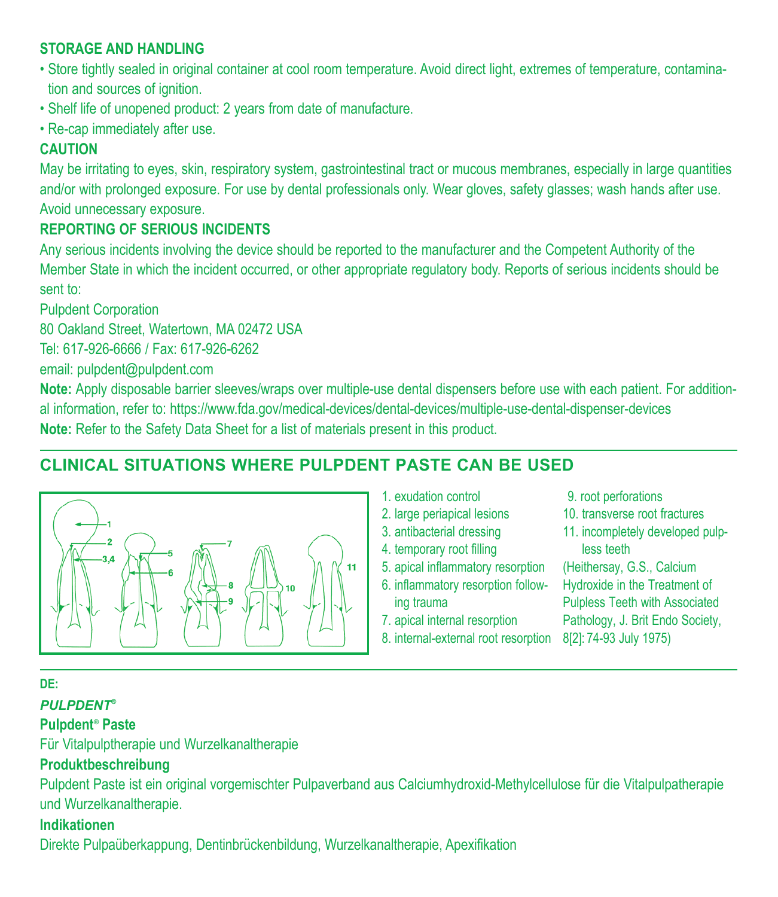### STORAGE AND HANDLING

- Store tightly sealed in original container at cool room temperature. Avoid direct light, extremes of temperature, contamination and sources of ignition.
- Shelf life of unopened product: 2 years from date of manufacture.
- Re-cap immediately after use.

### CAUTION

May be irritating to eyes, skin, respiratory system, gastrointestinal tract or mucous membranes, especially in large quantities and/or with prolonged exposure. For use by dental professionals only. Wear gloves, safety glasses; wash hands after use. Avoid unnecessary exposure.

### REPORTING OF SERIOUS INCIDENTS

Any serious incidents involving the device should be reported to the manufacturer and the Competent Authority of the Member State in which the incident occurred, or other appropriate regulatory body. Reports of serious incidents should be sent to:

Pulpdent Corporation
80 Oakland Street, Watertown, MA 02472 USA
Tel: 617-926-6666 / Fax: 617-926-6262
email: pulpdent@pulpdent.com

**Note:** Apply disposable barrier sleeves/wraps over multiple-use dental dispensers before use with each patient. For additional information, refer to: https://www.fda.gov/medical-devices/dental-devices/multiple-use-dental-dispenser-devices

**Note:** Refer to the Safety Data Sheet for a list of materials present in this product.

## CLINICAL SITUATIONS WHERE PULPDENT PASTE CAN BE USED

1. exudation control
2. large periapical lesions
3. antibacterial dressing
4. temporary root filling
5. apical inflammatory resorption
6. inflammatory resorption following trauma
7. apical internal resorption
8. internal-external root resorption
9. root perforations
10. transverse root fractures
11. incompletely developed pulpless teeth

(Heithersay, G.S., Calcium Hydroxide in the Treatment of Pulpless Teeth with Associated Pathology, J. Brit Endo Society, 8[2]: 74-93 July 1975)

**DE:**

***PULPDENT®***

**Pulpdent® Paste**

Für Vitalpulptherapie und Wurzelkanaltherapie

**Produktbeschreibung**

Pulpdent Paste ist ein original vorgemischter Pulpaverband aus Calciumhydroxid-Methylcellulose für die Vitalpulpatherapie und Wurzelkanaltherapie.

**Indikationen**

Direkte Pulpaüberkappung, Dentinbrückenbildung, Wurzelkanaltherapie, Apexifikation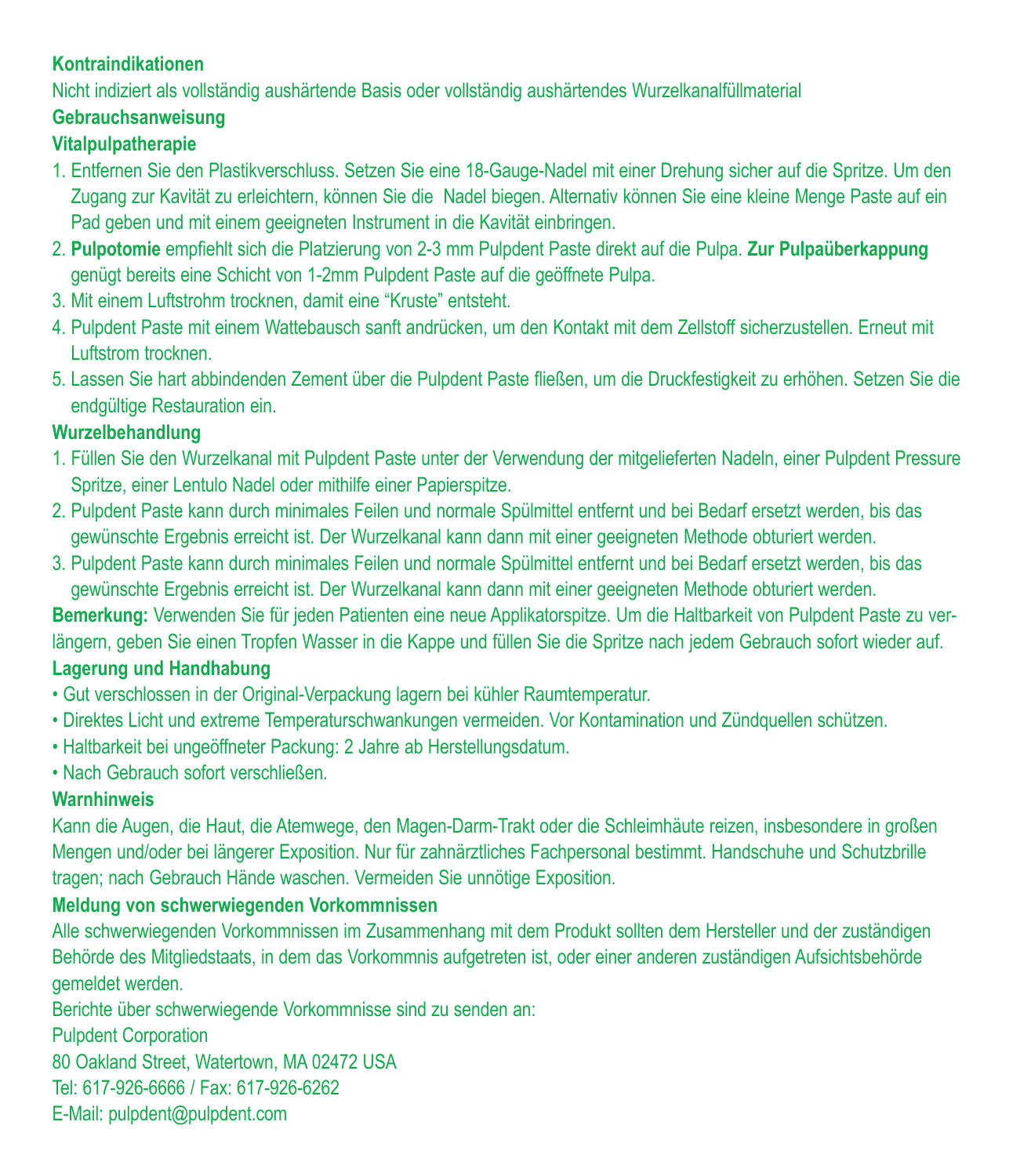**Kontraindikationen**

Nicht indiziert als vollständig aushärtende Basis oder vollständig aushärtendes Wurzelkanalfüllmaterial

**Gebrauchsanweisung**

**Vitalpulpatherapie**

1. Entfernen Sie den Plastikverschluss. Setzen Sie eine 18-Gauge-Nadel mit einer Drehung sicher auf die Spritze. Um den Zugang zur Kavität zu erleichtern, können Sie die Nadel biegen. Alternativ können Sie eine kleine Menge Paste auf ein Pad geben und mit einem geeigneten Instrument in die Kavität einbringen.
2. **Pulpotomie** empfiehlt sich die Platzierung von 2-3 mm Pulpdent Paste direkt auf die Pulpa. **Zur Pulpaüberkappung** genügt bereits eine Schicht von 1-2mm Pulpdent Paste auf die geöffnete Pulpa.
3. Mit einem Luftstrohm trocknen, damit eine "Kruste" entsteht.
4. Pulpdent Paste mit einem Wattebausch sanft andrücken, um den Kontakt mit dem Zellstoff sicherzustellen. Erneut mit Luftstrom trocknen.
5. Lassen Sie hart abbindenden Zement über die Pulpdent Paste fließen, um die Druckfestigkeit zu erhöhen. Setzen Sie die endgültige Restauration ein.

**Wurzelbehandlung**

1. Füllen Sie den Wurzelkanal mit Pulpdent Paste unter der Verwendung der mitgelieferten Nadeln, einer Pulpdent Pressure Spritze, einer Lentulo Nadel oder mithilfe einer Papierspitze.
2. Pulpdent Paste kann durch minimales Feilen und normale Spülmittel entfernt und bei Bedarf ersetzt werden, bis das gewünschte Ergebnis erreicht ist. Der Wurzelkanal kann dann mit einer geeigneten Methode obturiert werden.
3. Pulpdent Paste kann durch minimales Feilen und normale Spülmittel entfernt und bei Bedarf ersetzt werden, bis das gewünschte Ergebnis erreicht ist. Der Wurzelkanal kann dann mit einer geeigneten Methode obturiert werden.

**Bemerkung:** Verwenden Sie für jeden Patienten eine neue Applikatorspitze. Um die Haltbarkeit von Pulpdent Paste zu verlängern, geben Sie einen Tropfen Wasser in die Kappe und füllen Sie die Spritze nach jedem Gebrauch sofort wieder auf.

**Lagerung und Handhabung**

- Gut verschlossen in der Original-Verpackung lagern bei kühler Raumtemperatur.
- Direktes Licht und extreme Temperaturschwankungen vermeiden. Vor Kontamination und Zündquellen schützen.
- Haltbarkeit bei ungeöffneter Packung: 2 Jahre ab Herstellungsdatum.
- Nach Gebrauch sofort verschließen.

**Warnhinweis**

Kann die Augen, die Haut, die Atemwege, den Magen-Darm-Trakt oder die Schleimhäute reizen, insbesondere in großen Mengen und/oder bei längerer Exposition. Nur für zahnärztliches Fachpersonal bestimmt. Handschuhe und Schutzbrille tragen; nach Gebrauch Hände waschen. Vermeiden Sie unnötige Exposition.

**Meldung von schwerwiegenden Vorkommnissen**

Alle schwerwiegenden Vorkommnissen im Zusammenhang mit dem Produkt sollten dem Hersteller und der zuständigen Behörde des Mitgliedstaats, in dem das Vorkommnis aufgetreten ist, oder einer anderen zuständigen Aufsichtsbehörde gemeldet werden.

Berichte über schwerwiegende Vorkommnisse sind zu senden an:
Pulpdent Corporation
80 Oakland Street, Watertown, MA 02472 USA
Tel: 617-926-6666 / Fax: 617-926-6262
E-Mail: pulpdent@pulpdent.com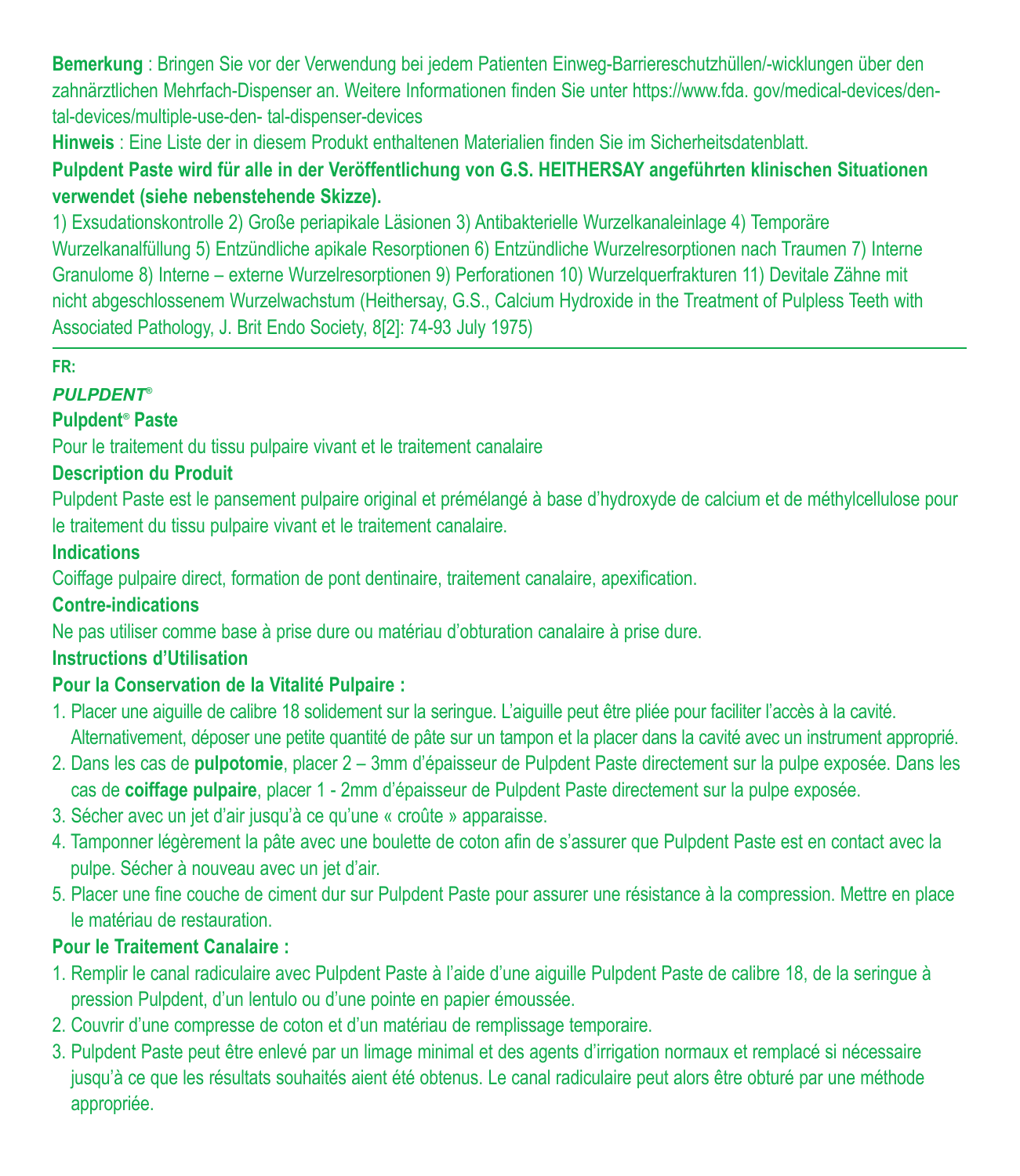**Bemerkung** : Bringen Sie vor der Verwendung bei jedem Patienten Einweg-Barriereschutzhüllen/-wicklungen über den zahnärztlichen Mehrfach-Dispenser an. Weitere Informationen finden Sie unter https://www.fda. gov/medical-devices/den-tal-devices/multiple-use-den- tal-dispenser-devices

**Hinweis** : Eine Liste der in diesem Produkt enthaltenen Materialien finden Sie im Sicherheitsdatenblatt.

**Pulpdent Paste wird für alle in der Veröffentlichung von G.S. HEITHERSAY angeführten klinischen Situationen verwendet (siehe nebenstehende Skizze).**

1) Exsudationskontrolle 2) Große periapikale Läsionen 3) Antibakterielle Wurzelkanaleinlage 4) Temporäre Wurzelkanalfüllung 5) Entzündliche apikale Resorptionen 6) Entzündliche Wurzelresorptionen nach Traumen 7) Interne Granulome 8) Interne – externe Wurzelresorptionen 9) Perforationen 10) Wurzelquerfrakturen 11) Devitale Zähne mit nicht abgeschlossenem Wurzelwachstum (Heithersay, G.S., Calcium Hydroxide in the Treatment of Pulpless Teeth with Associated Pathology, J. Brit Endo Society, 8[2]: 74-93 July 1975)

---

**FR:**

***PULPDENT®***

**Pulpdent® Paste**

Pour le traitement du tissu pulpaire vivant et le traitement canalaire

**Description du Produit**

Pulpdent Paste est le pansement pulpaire original et prémélangé à base d'hydroxyde de calcium et de méthylcellulose pour le traitement du tissu pulpaire vivant et le traitement canalaire.

**Indications**

Coiffage pulpaire direct, formation de pont dentinaire, traitement canalaire, apexification.

**Contre-indications**

Ne pas utiliser comme base à prise dure ou matériau d'obturation canalaire à prise dure.

**Instructions d'Utilisation**

**Pour la Conservation de la Vitalité Pulpaire :**

1. Placer une aiguille de calibre 18 solidement sur la seringue. L'aiguille peut être pliée pour faciliter l'accès à la cavité. Alternativement, déposer une petite quantité de pâte sur un tampon et la placer dans la cavité avec un instrument approprié.
2. Dans les cas de **pulpotomie**, placer 2 – 3mm d'épaisseur de Pulpdent Paste directement sur la pulpe exposée. Dans les cas de **coiffage pulpaire**, placer 1 - 2mm d'épaisseur de Pulpdent Paste directement sur la pulpe exposée.
3. Sécher avec un jet d'air jusqu'à ce qu'une « croûte » apparaisse.
4. Tamponner légèrement la pâte avec une boulette de coton afin de s'assurer que Pulpdent Paste est en contact avec la pulpe. Sécher à nouveau avec un jet d'air.
5. Placer une fine couche de ciment dur sur Pulpdent Paste pour assurer une résistance à la compression. Mettre en place le matériau de restauration.

**Pour le Traitement Canalaire :**

1. Remplir le canal radiculaire avec Pulpdent Paste à l'aide d'une aiguille Pulpdent Paste de calibre 18, de la seringue à pression Pulpdent, d'un lentulo ou d'une pointe en papier émoussée.
2. Couvrir d'une compresse de coton et d'un matériau de remplissage temporaire.
3. Pulpdent Paste peut être enlevé par un limage minimal et des agents d'irrigation normaux et remplacé si nécessaire jusqu'à ce que les résultats souhaités aient été obtenus. Le canal radiculaire peut alors être obturé par une méthode appropriée.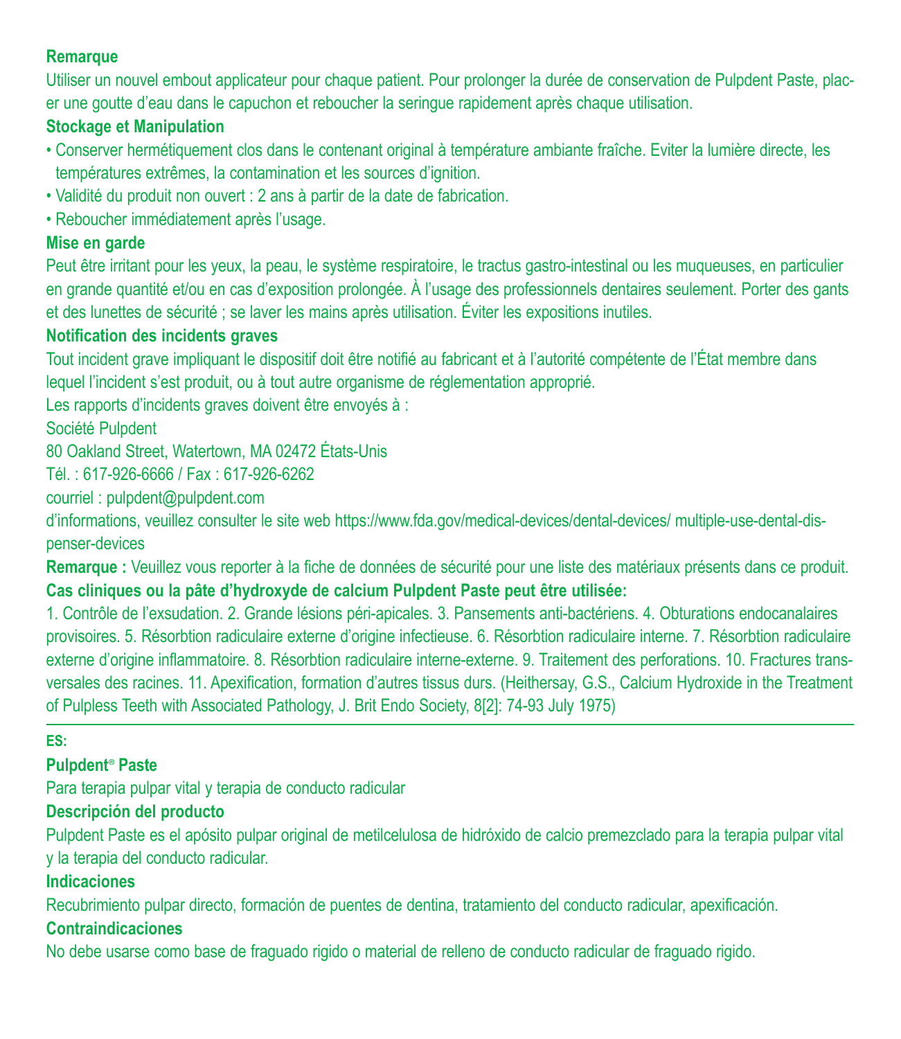**Remarque**

Utiliser un nouvel embout applicateur pour chaque patient. Pour prolonger la durée de conservation de Pulpdent Paste, placer une goutte d'eau dans le capuchon et reboucher la seringue rapidement après chaque utilisation.

**Stockage et Manipulation**

- Conserver hermétiquement clos dans le contenant original à température ambiante fraîche. Eviter la lumière directe, les températures extrêmes, la contamination et les sources d'ignition.
- Validité du produit non ouvert : 2 ans à partir de la date de fabrication.
- Reboucher immédiatement après l'usage.

**Mise en garde**

Peut être irritant pour les yeux, la peau, le système respiratoire, le tractus gastro-intestinal ou les muqueuses, en particulier en grande quantité et/ou en cas d'exposition prolongée. À l'usage des professionnels dentaires seulement. Porter des gants et des lunettes de sécurité ; se laver les mains après utilisation. Éviter les expositions inutiles.

**Notification des incidents graves**

Tout incident grave impliquant le dispositif doit être notifié au fabricant et à l'autorité compétente de l'État membre dans lequel l'incident s'est produit, ou à tout autre organisme de réglementation approprié.

Les rapports d'incidents graves doivent être envoyés à :

Société Pulpdent

80 Oakland Street, Watertown, MA 02472 États-Unis

Tél. : 617-926-6666 / Fax : 617-926-6262

courriel : pulpdent@pulpdent.com

d'informations, veuillez consulter le site web https://www.fda.gov/medical-devices/dental-devices/ multiple-use-dental-dispenser-devices

**Remarque :** Veuillez vous reporter à la fiche de données de sécurité pour une liste des matériaux présents dans ce produit.

**Cas cliniques ou la pâte d'hydroxyde de calcium Pulpdent Paste peut être utilisée:**

1. Contrôle de l'exsudation. 2. Grande lésions péri-apicales. 3. Pansements anti-bactériens. 4. Obturations endocanalaires provisoires. 5. Résorbtion radiculaire externe d'origine infectieuse. 6. Résorbtion radiculaire interne. 7. Résorbtion radiculaire externe d'origine inflammatoire. 8. Résorbtion radiculaire interne-externe. 9. Traitement des perforations. 10. Fractures transversales des racines. 11. Apexification, formation d'autres tissus durs. (Heithersay, G.S., Calcium Hydroxide in the Treatment of Pulpless Teeth with Associated Pathology, J. Brit Endo Society, 8[2]: 74-93 July 1975)

---

**ES:**

**Pulpdent® Paste**

Para terapia pulpar vital y terapia de conducto radicular

**Descripción del producto**

Pulpdent Paste es el apósito pulpar original de metilcelulosa de hidróxido de calcio premezclado para la terapia pulpar vital y la terapia del conducto radicular.

**Indicaciones**

Recubrimiento pulpar directo, formación de puentes de dentina, tratamiento del conducto radicular, apexificación.

**Contraindicaciones**

No debe usarse como base de fraguado rigido o material de relleno de conducto radicular de fraguado rigido.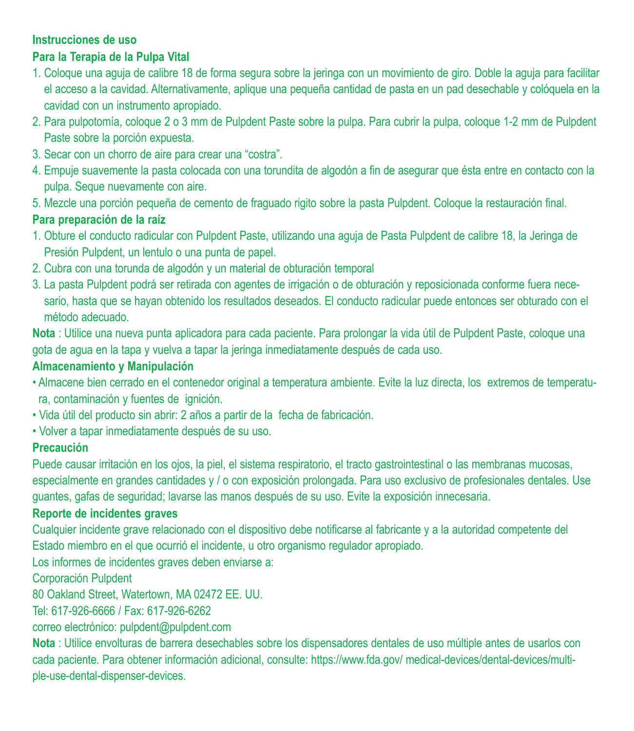**Instrucciones de uso**

**Para la Terapia de la Pulpa Vital**

1. Coloque una aguja de calibre 18 de forma segura sobre la jeringa con un movimiento de giro. Doble la aguja para facilitar el acceso a la cavidad. Alternativamente, aplique una pequeña cantidad de pasta en un pad desechable y colóquela en la cavidad con un instrumento apropiado.
2. Para pulpotomía, coloque 2 o 3 mm de Pulpdent Paste sobre la pulpa. Para cubrir la pulpa, coloque 1-2 mm de Pulpdent Paste sobre la porción expuesta.
3. Secar con un chorro de aire para crear una "costra".
4. Empuje suavemente la pasta colocada con una torundita de algodón a fin de asegurar que ésta entre en contacto con la pulpa. Seque nuevamente con aire.
5. Mezcle una porción pequeña de cemento de fraguado rigito sobre la pasta Pulpdent. Coloque la restauración final.

**Para preparación de la raíz**

1. Obture el conducto radicular con Pulpdent Paste, utilizando una aguja de Pasta Pulpdent de calibre 18, la Jeringa de Presión Pulpdent, un lentulo o una punta de papel.
2. Cubra con una torunda de algodón y un material de obturación temporal
3. La pasta Pulpdent podrá ser retirada con agentes de irrigación o de obturación y reposicionada conforme fuera necesario, hasta que se hayan obtenido los resultados deseados. El conducto radicular puede entonces ser obturado con el método adecuado.

**Nota** : Utilice una nueva punta aplicadora para cada paciente. Para prolongar la vida útil de Pulpdent Paste, coloque una gota de agua en la tapa y vuelva a tapar la jeringa inmediatamente después de cada uso.

**Almacenamiento y Manipulación**

- Almacene bien cerrado en el contenedor original a temperatura ambiente. Evite la luz directa, los extremos de temperatura, contaminación y fuentes de ignición.
- Vida útil del producto sin abrir: 2 años a partir de la fecha de fabricación.
- Volver a tapar inmediatamente después de su uso.

**Precaución**

Puede causar irritación en los ojos, la piel, el sistema respiratorio, el tracto gastrointestinal o las membranas mucosas, especialmente en grandes cantidades y / o con exposición prolongada. Para uso exclusivo de profesionales dentales. Use guantes, gafas de seguridad; lavarse las manos después de su uso. Evite la exposición innecesaria.

**Reporte de incidentes graves**

Cualquier incidente grave relacionado con el dispositivo debe notificarse al fabricante y a la autoridad competente del Estado miembro en el que ocurrió el incidente, u otro organismo regulador apropiado.

Los informes de incidentes graves deben enviarse a:

Corporación Pulpdent

80 Oakland Street, Watertown, MA 02472 EE. UU.

Tel: 617-926-6666 / Fax: 617-926-6262

correo electrónico: pulpdent@pulpdent.com

**Nota** : Utilice envolturas de barrera desechables sobre los dispensadores dentales de uso múltiple antes de usarlos con cada paciente. Para obtener información adicional, consulte: https://www.fda.gov/ medical-devices/dental-devices/multiple-use-dental-dispenser-devices.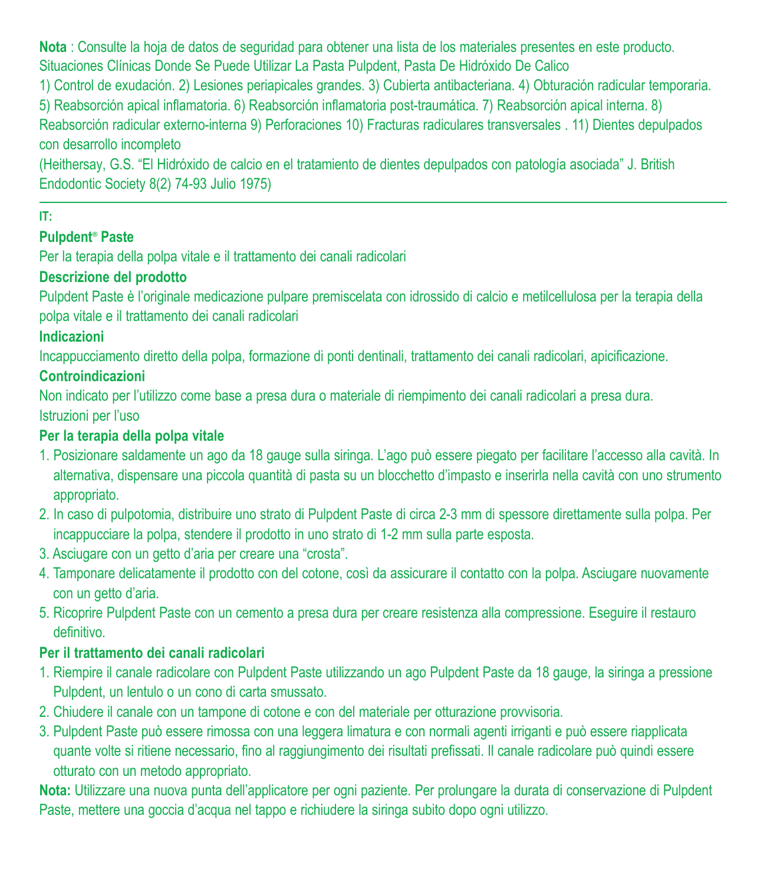**Nota** : Consulte la hoja de datos de seguridad para obtener una lista de los materiales presentes en este producto.
Situaciones Clínicas Donde Se Puede Utilizar La Pasta Pulpdent, Pasta De Hidróxido De Calico

1) Control de exudación. 2) Lesiones periapicales grandes. 3) Cubierta antibacteriana. 4) Obturación radicular temporaria. 5) Reabsorción apical inflamatoria. 6) Reabsorción inflamatoria post-traumática. 7) Reabsorción apical interna. 8) Reabsorción radicular externo-interna 9) Perforaciones 10) Fracturas radiculares transversales . 11) Dientes depulpados con desarrollo incompleto

(Heithersay, G.S. "El Hidróxido de calcio en el tratamiento de dientes depulpados con patología asociada" J. British Endodontic Society 8(2) 74-93 Julio 1975)

---

**IT:**

**Pulpdent® Paste**

Per la terapia della polpa vitale e il trattamento dei canali radicolari

**Descrizione del prodotto**

Pulpdent Paste è l'originale medicazione pulpare premiscelata con idrossido di calcio e metilcellulosa per la terapia della polpa vitale e il trattamento dei canali radicolari

**Indicazioni**

Incappucciamento diretto della polpa, formazione di ponti dentinali, trattamento dei canali radicolari, apicificazione.

**Controindicazioni**

Non indicato per l'utilizzo come base a presa dura o materiale di riempimento dei canali radicolari a presa dura.

Istruzioni per l'uso

**Per la terapia della polpa vitale**

1. Posizionare saldamente un ago da 18 gauge sulla siringa. L'ago può essere piegato per facilitare l'accesso alla cavità. In alternativa, dispensare una piccola quantità di pasta su un blocchetto d'impasto e inserirla nella cavità con uno strumento appropriato.
2. In caso di pulpotomia, distribuire uno strato di Pulpdent Paste di circa 2-3 mm di spessore direttamente sulla polpa. Per incappucciare la polpa, stendere il prodotto in uno strato di 1-2 mm sulla parte esposta.
3. Asciugare con un getto d'aria per creare una "crosta".
4. Tamponare delicatamente il prodotto con del cotone, così da assicurare il contatto con la polpa. Asciugare nuovamente con un getto d'aria.
5. Ricoprire Pulpdent Paste con un cemento a presa dura per creare resistenza alla compressione. Eseguire il restauro definitivo.

**Per il trattamento dei canali radicolari**

1. Riempire il canale radicolare con Pulpdent Paste utilizzando un ago Pulpdent Paste da 18 gauge, la siringa a pressione Pulpdent, un lentulo o un cono di carta smussato.
2. Chiudere il canale con un tampone di cotone e con del materiale per otturazione provvisoria.
3. Pulpdent Paste può essere rimossa con una leggera limatura e con normali agenti irriganti e può essere riapplicata quante volte si ritiene necessario, fino al raggiungimento dei risultati prefissati. Il canale radicolare può quindi essere otturato con un metodo appropriato.

**Nota:** Utilizzare una nuova punta dell'applicatore per ogni paziente. Per prolungare la durata di conservazione di Pulpdent Paste, mettere una goccia d'acqua nel tappo e richiudere la siringa subito dopo ogni utilizzo.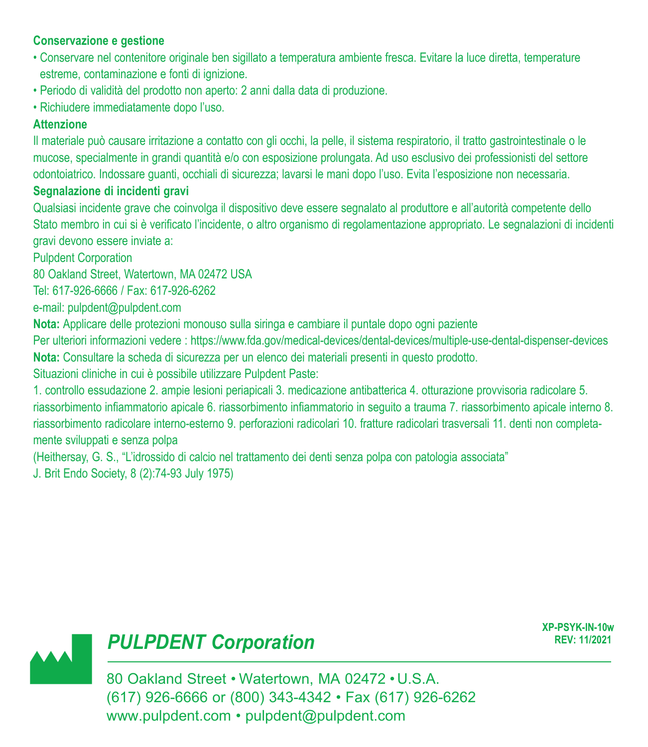**Conservazione e gestione**

- Conservare nel contenitore originale ben sigillato a temperatura ambiente fresca. Evitare la luce diretta, temperature estreme, contaminazione e fonti di ignizione.
- Periodo di validità del prodotto non aperto: 2 anni dalla data di produzione.
- Richiudere immediatamente dopo l'uso.

**Attenzione**

Il materiale può causare irritazione a contatto con gli occhi, la pelle, il sistema respiratorio, il tratto gastrointestinale o le mucose, specialmente in grandi quantità e/o con esposizione prolungata. Ad uso esclusivo dei professionisti del settore odontoiatrico. Indossare guanti, occhiali di sicurezza; lavarsi le mani dopo l'uso. Evita l'esposizione non necessaria.

**Segnalazione di incidenti gravi**

Qualsiasi incidente grave che coinvolga il dispositivo deve essere segnalato al produttore e all'autorità competente dello Stato membro in cui si è verificato l'incidente, o altro organismo di regolamentazione appropriato. Le segnalazioni di incidenti gravi devono essere inviate a:

Pulpdent Corporation
80 Oakland Street, Watertown, MA 02472 USA
Tel: 617-926-6666 / Fax: 617-926-6262
e-mail: pulpdent@pulpdent.com

**Nota:** Applicare delle protezioni monouso sulla siringa e cambiare il puntale dopo ogni paziente

Per ulteriori informazioni vedere : https://www.fda.gov/medical-devices/dental-devices/multiple-use-dental-dispenser-devices

**Nota:** Consultare la scheda di sicurezza per un elenco dei materiali presenti in questo prodotto.

Situazioni cliniche in cui è possibile utilizzare Pulpdent Paste:

1. controllo essudazione 2. ampie lesioni periapicali 3. medicazione antibatterica 4. otturazione provvisoria radicolare 5. riassorbimento infiammatorio apicale 6. riassorbimento infiammatorio in seguito a trauma 7. riassorbimento apicale interno 8. riassorbimento radicolare interno-esterno 9. perforazioni radicolari 10. fratture radicolari trasversali 11. denti non completamente sviluppati e senza polpa

(Heithersay, G. S., "L'idrossido di calcio nel trattamento dei denti senza polpa con patologia associata"
J. Brit Endo Society, 8 (2):74-93 July 1975)

XP-PSYK-IN-10w
REV: 11/2021

*PULPDENT Corporation*

80 Oakland Street • Watertown, MA 02472 • U.S.A.
(617) 926-6666 or (800) 343-4342 • Fax (617) 926-6262
www.pulpdent.com • pulpdent@pulpdent.com